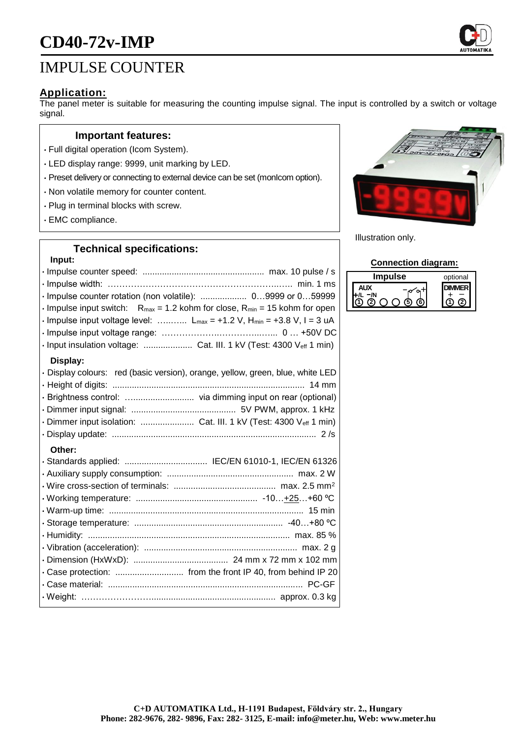# CD40-72v-IMP

## IMPULSE COUNTER

### Application:

The panel meter is suitable for measuring the counting impulse signal. The input is controlled by a switch or voltage signal.

### Important features:

- Full digital operation (Icom System).
- LED display range: 9999, unit marking by LED.
- Preset delivery or connecting to external device can be set (monIcom option).
- Non volatile memory for counter content.
- Plug in terminal blocks with screw.
- EMC compliance.

Illustration only.

### Technical specifications:

**Input:**

- Impulse counter speed: .................................................. max. 10 pulse / s
- Impulse width: ………………………………………………………..…. min. 1 ms
- Impulse counter rotation (non volatile): ................... 0…9999 or 0…59999
- Impulse input switch: $R_{max}$ = 1.2 kohm for close, $R_{min}$ = 15 kohm for open
- Impulse input voltage level: …….…. $L_{max}$ = +1.2 V, $H_{min}$ = +3.8 V, I = 3 uA
- Impulse input voltage range: ………………..……….…..….. 0 … +50V DC
- Input insulation voltage: .................... Cat. III. 1 kV (Test: 4300 $V_{eff}$ 1 min)

**Display:**

- Display colours: red (basic version), orange, yellow, green, blue, white LED
- Height of digits: ............................................................................... 14 mm
- Brightness control: …......................... via dimming input on rear (optional)
- Dimmer input signal: ........................................... 5V PWM, approx. 1 kHz
- Dimmer input isolation: ...................... Cat. III. 1 kV (Test: 4300 $V_{eff}$ 1 min)
- Display update: .................................................................................... 2 /s

**Other:**

- Standards applied: .................................. IEC/EN 61010-1, IEC/EN 61326
- Auxiliary supply consumption: .................................................... max. 2 W
- Wire cross-section of terminals: .......................................... max. 2.5 mm²
- Working temperature: .................................................. -10…+25…+60 ºC
- Warm-up time: ................................................................................ 15 min
- Storage temperature: ............................................................. -40…+80 ºC
- Humidity: ................................................................................... max. 85 %
- Vibration (acceleration): ............................................................... max. 2 g
- Dimension (HxWxD): ....................................... 24 mm x 72 mm x 102 mm
- Case protection: ............................ from the front IP 40, from behind IP 20
- Case material: ................................................................................ PC-GF
- Weight: ……………………................................................... approx. 0.3 kg

### Connection diagram:

Impulse: AUX +/L −/N ① ②, ⑤ − ⑥ + (switch)

optional: DIMMER + − ① ②

C+D AUTOMATIKA Ltd., H-1191 Budapest, Földváry str. 2., Hungary
Phone: 282-9676, 282- 9896, Fax: 282- 3125, E-mail: info@meter.hu, Web: www.meter.hu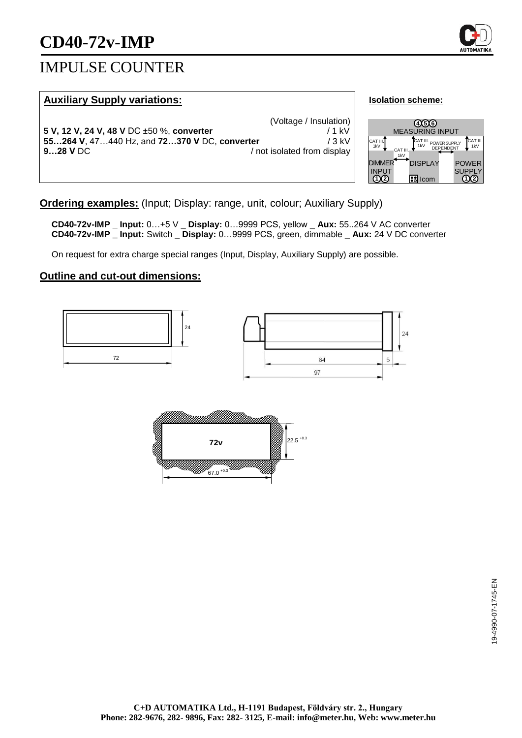# CD40-72v-IMP

# IMPULSE COUNTER

## Auxiliary Supply variations:

| | (Voltage / Insulation) |
|---|---|
| **5 V, 12 V, 24 V, 48 V** DC ±50 %, **converter** | / 1 kV |
| **55…264 V**, 47…440 Hz, and **72…370 V** DC, **converter** | / 3 kV |
| **9…28 V** DC | / not isolated from display |

**Isolation scheme:**

④⑤⑥
MEASURING INPUT
CAT III. 1kV
CAT III. 1kV
POWER SUPPLY DEPENDENT
CAT III. 1kV
CAT III. 1kV
DIMMER INPUT ①②
DISPLAY
Icom
POWER SUPPLY ①②

## Ordering examples: (Input; Display: range, unit, colour; Auxiliary Supply)

**CD40-72v-IMP _ Input:** 0…+5 V _ **Display:** 0…9999 PCS, yellow _ **Aux:** 55..264 V AC converter
**CD40-72v-IMP _ Input:** Switch _ **Display:** 0…9999 PCS, green, dimmable _ **Aux:** 24 V DC converter

On request for extra charge special ranges (Input, Display, Auxiliary Supply) are possible.

## Outline and cut-out dimensions:

24
72
24
84
5
97

72v
22.5 $^{+0.3}$
67.0 $^{+0.3}$

19-4990-07-1745-EN

**C+D AUTOMATIKA Ltd., H-1191 Budapest, Földváry str. 2., Hungary**
**Phone: 282-9676, 282- 9896, Fax: 282- 3125, E-mail: info@meter.hu, Web: www.meter.hu**